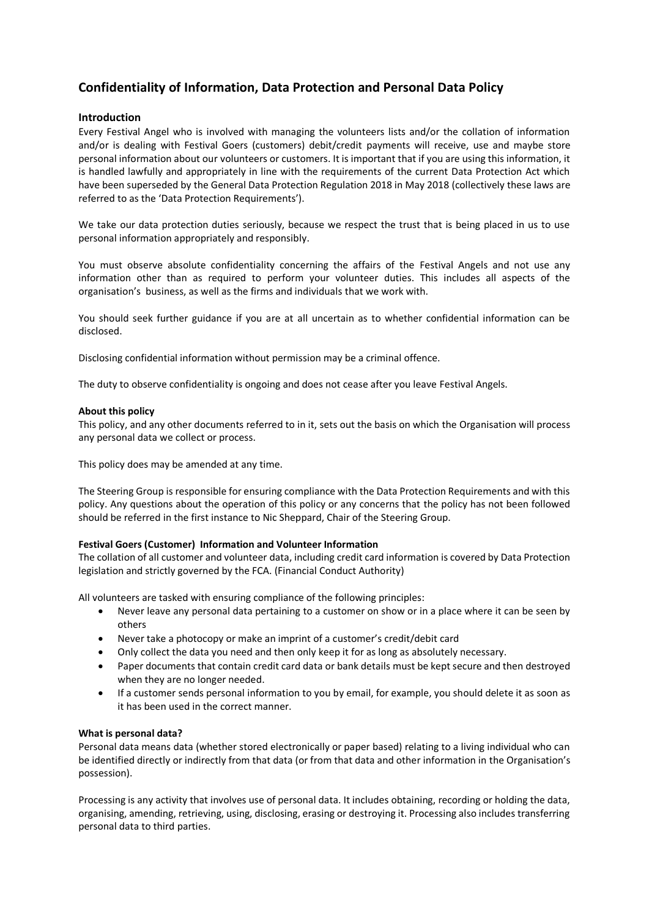# Confidentiality of Information, Data Protection and Personal Data Policy

## Introduction

Every Festival Angel who is involved with managing the volunteers lists and/or the collation of information and/or is dealing with Festival Goers (customers) debit/credit payments will receive, use and maybe store personal information about our volunteers or customers. It is important that if you are using this information, it is handled lawfully and appropriately in line with the requirements of the current Data Protection Act which have been superseded by the General Data Protection Regulation 2018 in May 2018 (collectively these laws are referred to as the 'Data Protection Requirements').

We take our data protection duties seriously, because we respect the trust that is being placed in us to use personal information appropriately and responsibly.

You must observe absolute confidentiality concerning the affairs of the Festival Angels and not use any information other than as required to perform your volunteer duties. This includes all aspects of the organisation's business, as well as the firms and individuals that we work with.

You should seek further guidance if you are at all uncertain as to whether confidential information can be disclosed.

Disclosing confidential information without permission may be a criminal offence.

The duty to observe confidentiality is ongoing and does not cease after you leave Festival Angels.

**About this policy**

This policy, and any other documents referred to in it, sets out the basis on which the Organisation will process any personal data we collect or process.

This policy does may be amended at any time.

The Steering Group is responsible for ensuring compliance with the Data Protection Requirements and with this policy. Any questions about the operation of this policy or any concerns that the policy has not been followed should be referred in the first instance to Nic Sheppard, Chair of the Steering Group.

**Festival Goers (Customer) Information and Volunteer Information**

The collation of all customer and volunteer data, including credit card information is covered by Data Protection legislation and strictly governed by the FCA. (Financial Conduct Authority)

All volunteers are tasked with ensuring compliance of the following principles:

- Never leave any personal data pertaining to a customer on show or in a place where it can be seen by others
- Never take a photocopy or make an imprint of a customer's credit/debit card
- Only collect the data you need and then only keep it for as long as absolutely necessary.
- Paper documents that contain credit card data or bank details must be kept secure and then destroyed when they are no longer needed.
- If a customer sends personal information to you by email, for example, you should delete it as soon as it has been used in the correct manner.

**What is personal data?**

Personal data means data (whether stored electronically or paper based) relating to a living individual who can be identified directly or indirectly from that data (or from that data and other information in the Organisation's possession).

Processing is any activity that involves use of personal data. It includes obtaining, recording or holding the data, organising, amending, retrieving, using, disclosing, erasing or destroying it. Processing also includes transferring personal data to third parties.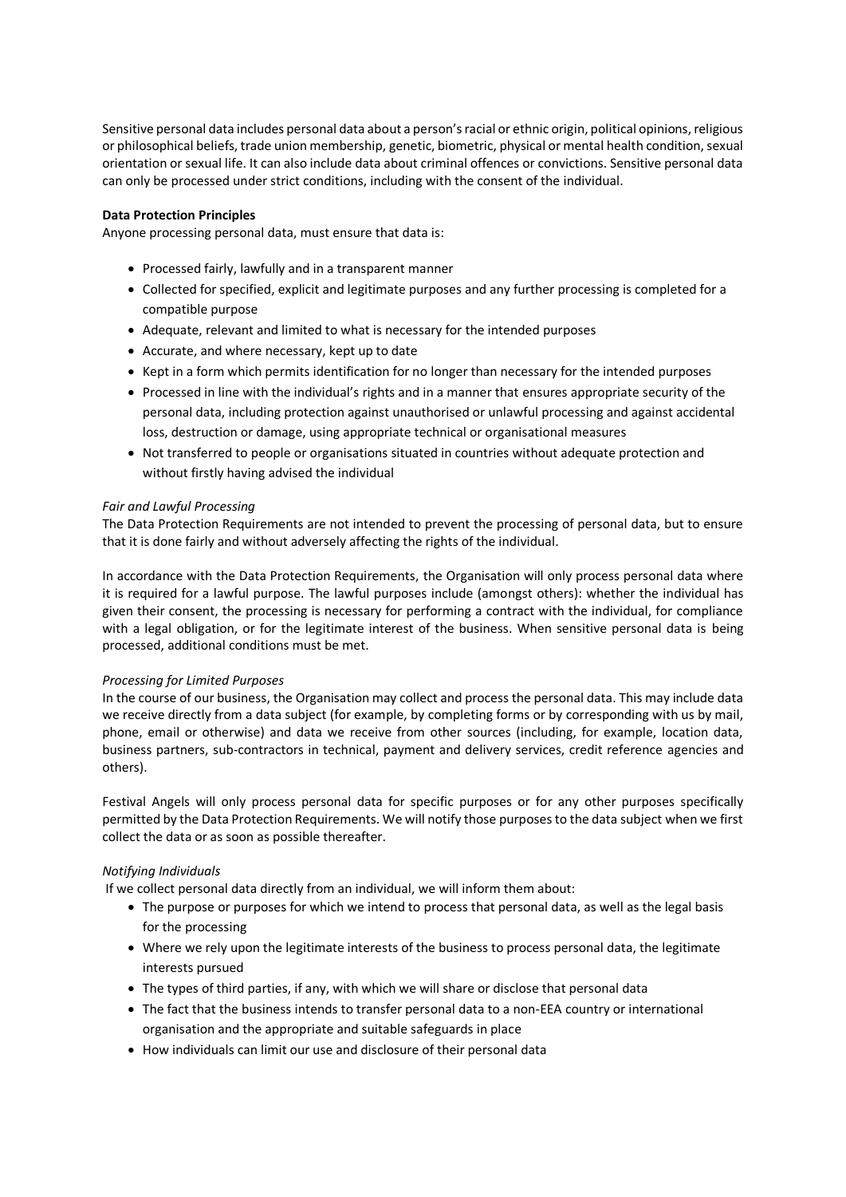Sensitive personal data includes personal data about a person's racial or ethnic origin, political opinions, religious or philosophical beliefs, trade union membership, genetic, biometric, physical or mental health condition, sexual orientation or sexual life. It can also include data about criminal offences or convictions. Sensitive personal data can only be processed under strict conditions, including with the consent of the individual.

**Data Protection Principles**

Anyone processing personal data, must ensure that data is:

- Processed fairly, lawfully and in a transparent manner
- Collected for specified, explicit and legitimate purposes and any further processing is completed for a compatible purpose
- Adequate, relevant and limited to what is necessary for the intended purposes
- Accurate, and where necessary, kept up to date
- Kept in a form which permits identification for no longer than necessary for the intended purposes
- Processed in line with the individual's rights and in a manner that ensures appropriate security of the personal data, including protection against unauthorised or unlawful processing and against accidental loss, destruction or damage, using appropriate technical or organisational measures
- Not transferred to people or organisations situated in countries without adequate protection and without firstly having advised the individual

*Fair and Lawful Processing*

The Data Protection Requirements are not intended to prevent the processing of personal data, but to ensure that it is done fairly and without adversely affecting the rights of the individual.

In accordance with the Data Protection Requirements, the Organisation will only process personal data where it is required for a lawful purpose. The lawful purposes include (amongst others): whether the individual has given their consent, the processing is necessary for performing a contract with the individual, for compliance with a legal obligation, or for the legitimate interest of the business. When sensitive personal data is being processed, additional conditions must be met.

*Processing for Limited Purposes*

In the course of our business, the Organisation may collect and process the personal data. This may include data we receive directly from a data subject (for example, by completing forms or by corresponding with us by mail, phone, email or otherwise) and data we receive from other sources (including, for example, location data, business partners, sub-contractors in technical, payment and delivery services, credit reference agencies and others).

Festival Angels will only process personal data for specific purposes or for any other purposes specifically permitted by the Data Protection Requirements. We will notify those purposes to the data subject when we first collect the data or as soon as possible thereafter.

*Notifying Individuals*

If we collect personal data directly from an individual, we will inform them about:

- The purpose or purposes for which we intend to process that personal data, as well as the legal basis for the processing
- Where we rely upon the legitimate interests of the business to process personal data, the legitimate interests pursued
- The types of third parties, if any, with which we will share or disclose that personal data
- The fact that the business intends to transfer personal data to a non-EEA country or international organisation and the appropriate and suitable safeguards in place
- How individuals can limit our use and disclosure of their personal data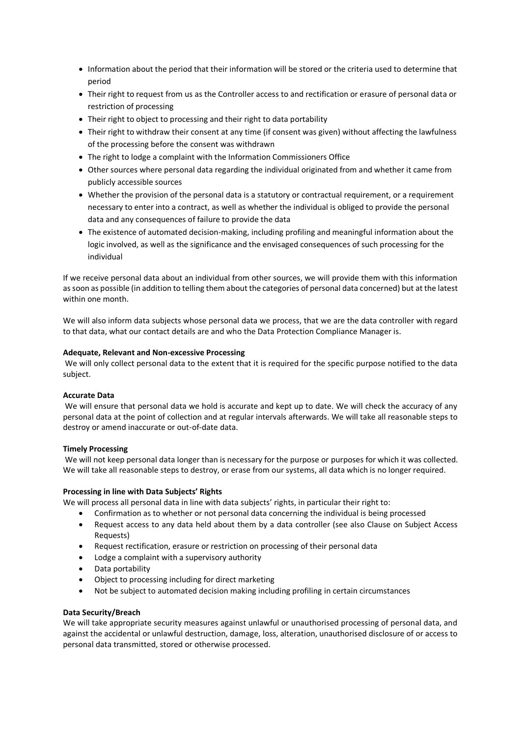- Information about the period that their information will be stored or the criteria used to determine that period
- Their right to request from us as the Controller access to and rectification or erasure of personal data or restriction of processing
- Their right to object to processing and their right to data portability
- Their right to withdraw their consent at any time (if consent was given) without affecting the lawfulness of the processing before the consent was withdrawn
- The right to lodge a complaint with the Information Commissioners Office
- Other sources where personal data regarding the individual originated from and whether it came from publicly accessible sources
- Whether the provision of the personal data is a statutory or contractual requirement, or a requirement necessary to enter into a contract, as well as whether the individual is obliged to provide the personal data and any consequences of failure to provide the data
- The existence of automated decision-making, including profiling and meaningful information about the logic involved, as well as the significance and the envisaged consequences of such processing for the individual

If we receive personal data about an individual from other sources, we will provide them with this information as soon as possible (in addition to telling them about the categories of personal data concerned) but at the latest within one month.

We will also inform data subjects whose personal data we process, that we are the data controller with regard to that data, what our contact details are and who the Data Protection Compliance Manager is.

**Adequate, Relevant and Non-excessive Processing**

We will only collect personal data to the extent that it is required for the specific purpose notified to the data subject.

**Accurate Data**

We will ensure that personal data we hold is accurate and kept up to date. We will check the accuracy of any personal data at the point of collection and at regular intervals afterwards. We will take all reasonable steps to destroy or amend inaccurate or out-of-date data.

**Timely Processing**

We will not keep personal data longer than is necessary for the purpose or purposes for which it was collected. We will take all reasonable steps to destroy, or erase from our systems, all data which is no longer required.

**Processing in line with Data Subjects' Rights**

We will process all personal data in line with data subjects' rights, in particular their right to:

- Confirmation as to whether or not personal data concerning the individual is being processed
- Request access to any data held about them by a data controller (see also Clause on Subject Access Requests)
- Request rectification, erasure or restriction on processing of their personal data
- Lodge a complaint with a supervisory authority
- Data portability
- Object to processing including for direct marketing
- Not be subject to automated decision making including profiling in certain circumstances

**Data Security/Breach**

We will take appropriate security measures against unlawful or unauthorised processing of personal data, and against the accidental or unlawful destruction, damage, loss, alteration, unauthorised disclosure of or access to personal data transmitted, stored or otherwise processed.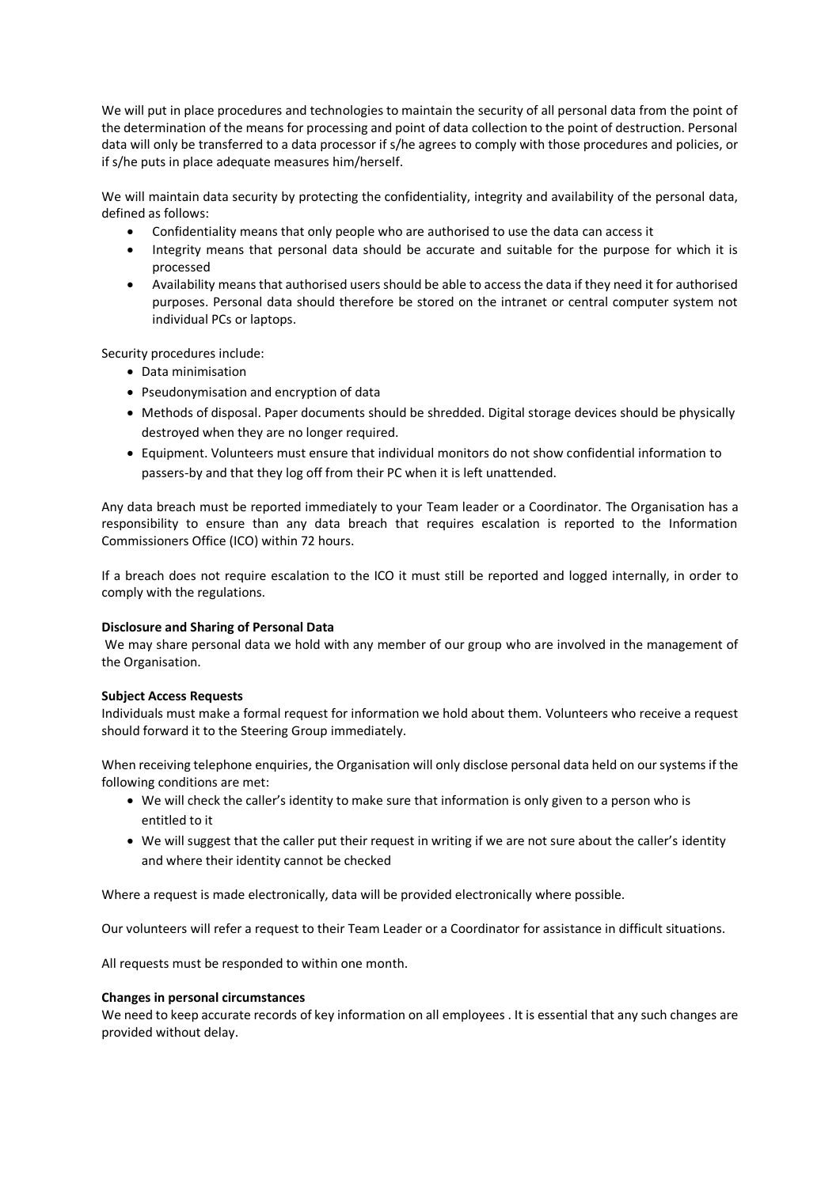We will put in place procedures and technologies to maintain the security of all personal data from the point of the determination of the means for processing and point of data collection to the point of destruction. Personal data will only be transferred to a data processor if s/he agrees to comply with those procedures and policies, or if s/he puts in place adequate measures him/herself.

We will maintain data security by protecting the confidentiality, integrity and availability of the personal data, defined as follows:

- Confidentiality means that only people who are authorised to use the data can access it
- Integrity means that personal data should be accurate and suitable for the purpose for which it is processed
- Availability means that authorised users should be able to access the data if they need it for authorised purposes. Personal data should therefore be stored on the intranet or central computer system not individual PCs or laptops.

Security procedures include:

- Data minimisation
- Pseudonymisation and encryption of data
- Methods of disposal. Paper documents should be shredded. Digital storage devices should be physically destroyed when they are no longer required.
- Equipment. Volunteers must ensure that individual monitors do not show confidential information to passers-by and that they log off from their PC when it is left unattended.

Any data breach must be reported immediately to your Team leader or a Coordinator. The Organisation has a responsibility to ensure than any data breach that requires escalation is reported to the Information Commissioners Office (ICO) within 72 hours.

If a breach does not require escalation to the ICO it must still be reported and logged internally, in order to comply with the regulations.

**Disclosure and Sharing of Personal Data**

We may share personal data we hold with any member of our group who are involved in the management of the Organisation.

**Subject Access Requests**

Individuals must make a formal request for information we hold about them. Volunteers who receive a request should forward it to the Steering Group immediately.

When receiving telephone enquiries, the Organisation will only disclose personal data held on our systems if the following conditions are met:

- We will check the caller's identity to make sure that information is only given to a person who is entitled to it
- We will suggest that the caller put their request in writing if we are not sure about the caller's identity and where their identity cannot be checked

Where a request is made electronically, data will be provided electronically where possible.

Our volunteers will refer a request to their Team Leader or a Coordinator for assistance in difficult situations.

All requests must be responded to within one month.

**Changes in personal circumstances**

We need to keep accurate records of key information on all employees . It is essential that any such changes are provided without delay.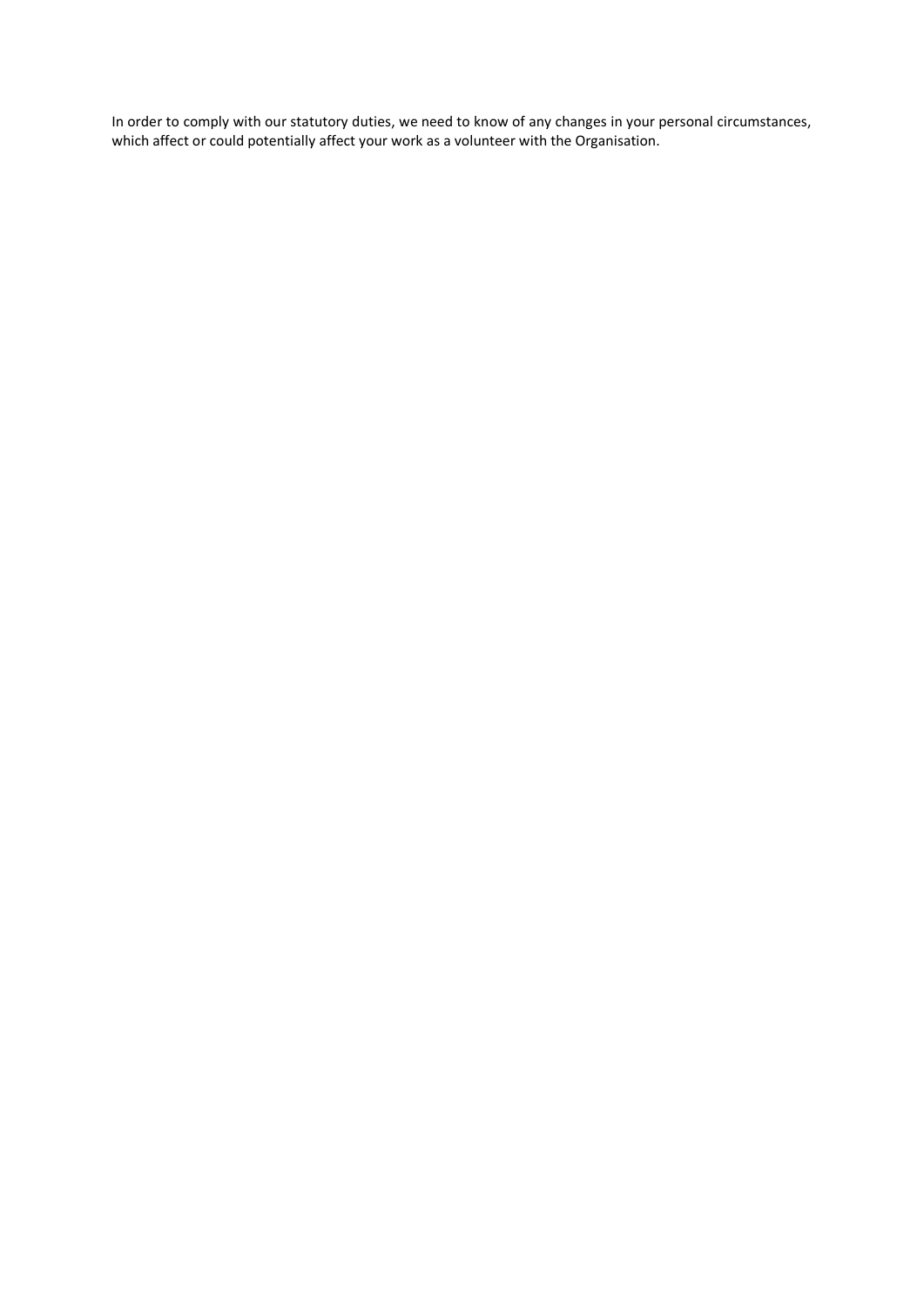In order to comply with our statutory duties, we need to know of any changes in your personal circumstances, which affect or could potentially affect your work as a volunteer with the Organisation.